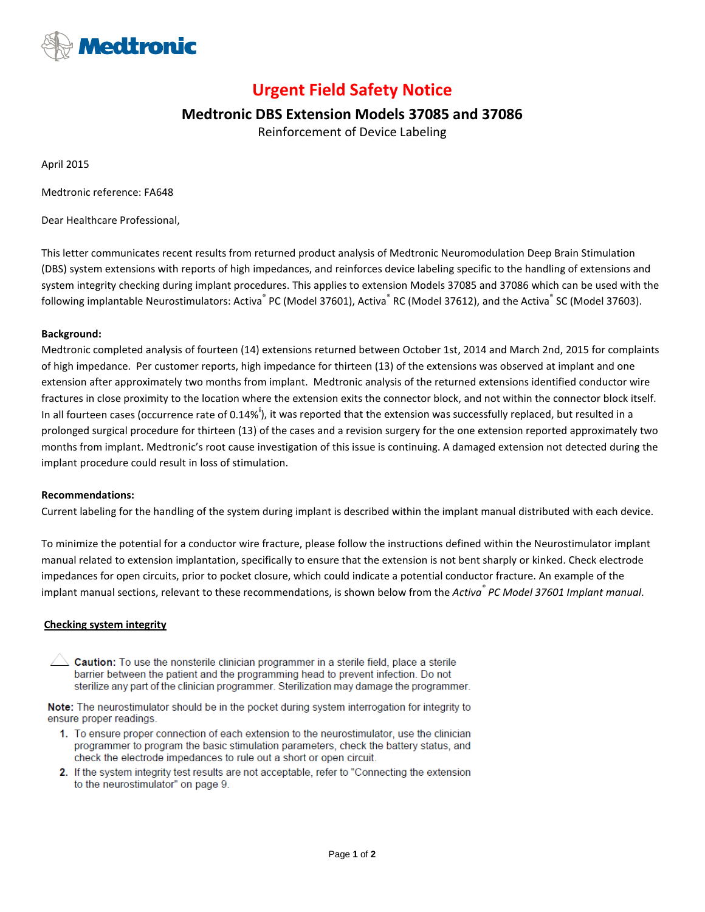Medtronic

# Urgent Field Safety Notice

## Medtronic DBS Extension Models 37085 and 37086

Reinforcement of Device Labeling

April 2015

Medtronic reference: FA648

Dear Healthcare Professional,

This letter communicates recent results from returned product analysis of Medtronic Neuromodulation Deep Brain Stimulation (DBS) system extensions with reports of high impedances, and reinforces device labeling specific to the handling of extensions and system integrity checking during implant procedures. This applies to extension Models 37085 and 37086 which can be used with the following implantable Neurostimulators: Activa® PC (Model 37601), Activa® RC (Model 37612), and the Activa® SC (Model 37603).

**Background:**

Medtronic completed analysis of fourteen (14) extensions returned between October 1st, 2014 and March 2nd, 2015 for complaints of high impedance. Per customer reports, high impedance for thirteen (13) of the extensions was observed at implant and one extension after approximately two months from implant. Medtronic analysis of the returned extensions identified conductor wire fractures in close proximity to the location where the extension exits the connector block, and not within the connector block itself. In all fourteen cases (occurrence rate of 0.14%[i]), it was reported that the extension was successfully replaced, but resulted in a prolonged surgical procedure for thirteen (13) of the cases and a revision surgery for the one extension reported approximately two months from implant. Medtronic's root cause investigation of this issue is continuing. A damaged extension not detected during the implant procedure could result in loss of stimulation.

**Recommendations:**

Current labeling for the handling of the system during implant is described within the implant manual distributed with each device.

To minimize the potential for a conductor wire fracture, please follow the instructions defined within the Neurostimulator implant manual related to extension implantation, specifically to ensure that the extension is not bent sharply or kinked. Check electrode impedances for open circuits, prior to pocket closure, which could indicate a potential conductor fracture. An example of the implant manual sections, relevant to these recommendations, is shown below from the *Activa® PC Model 37601 Implant manual*.

**Checking system integrity**

⚠ **Caution:** To use the nonsterile clinician programmer in a sterile field, place a sterile barrier between the patient and the programming head to prevent infection. Do not sterilize any part of the clinician programmer. Sterilization may damage the programmer.

**Note:** The neurostimulator should be in the pocket during system interrogation for integrity to ensure proper readings.

1. To ensure proper connection of each extension to the neurostimulator, use the clinician programmer to program the basic stimulation parameters, check the battery status, and check the electrode impedances to rule out a short or open circuit.
2. If the system integrity test results are not acceptable, refer to "Connecting the extension to the neurostimulator" on page 9.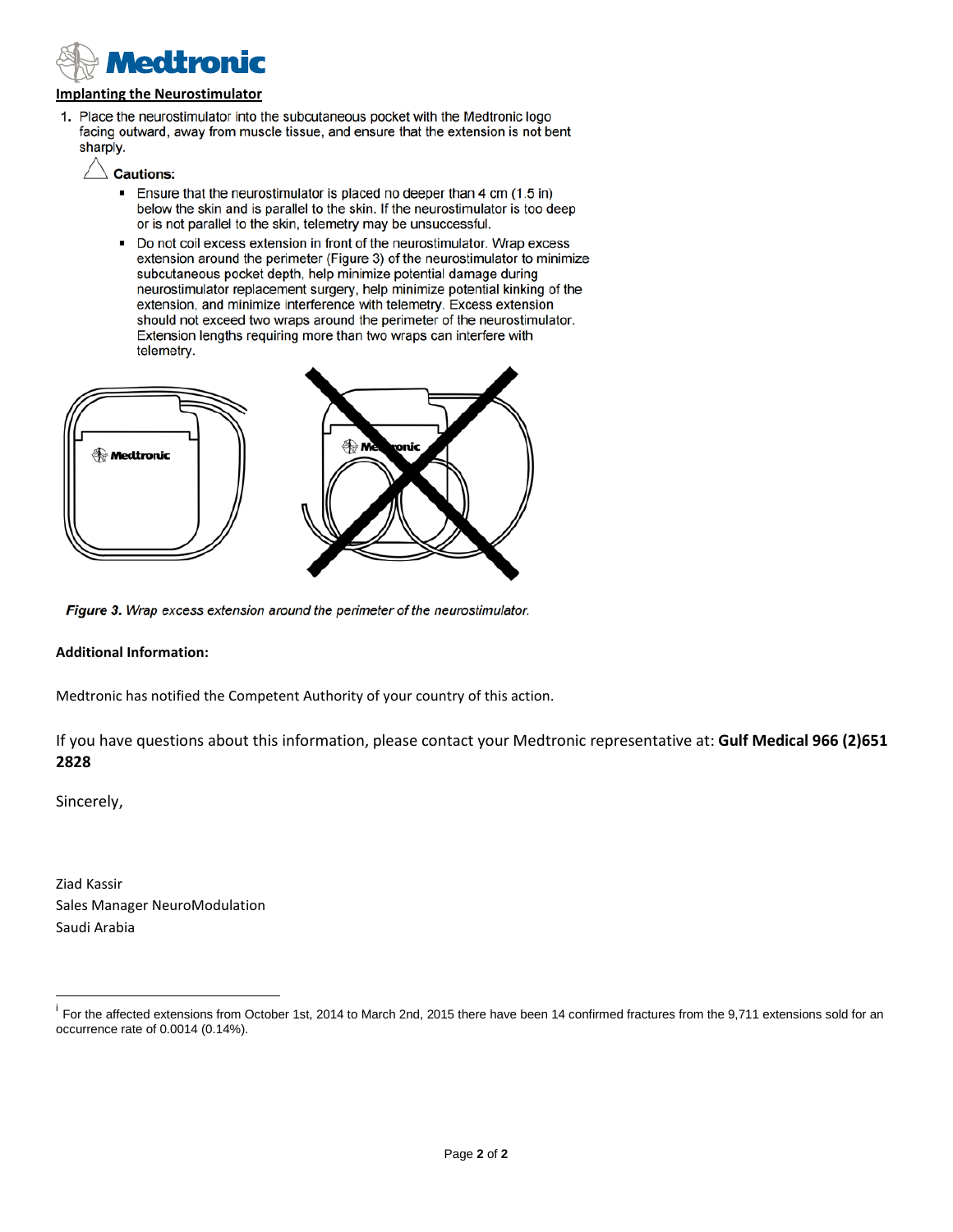Implanting the Neurostimulator

1. Place the neurostimulator into the subcutaneous pocket with the Medtronic logo facing outward, away from muscle tissue, and ensure that the extension is not bent sharply.

   **Cautions:**

   - Ensure that the neurostimulator is placed no deeper than 4 cm (1.5 in) below the skin and is parallel to the skin. If the neurostimulator is too deep or is not parallel to the skin, telemetry may be unsuccessful.
   - Do not coil excess extension in front of the neurostimulator. Wrap excess extension around the perimeter (Figure 3) of the neurostimulator to minimize subcutaneous pocket depth, help minimize potential damage during neurostimulator replacement surgery, help minimize potential kinking of the extension, and minimize interference with telemetry. Excess extension should not exceed two wraps around the perimeter of the neurostimulator. Extension lengths requiring more than two wraps can interfere with telemetry.

***Figure 3.*** *Wrap excess extension around the perimeter of the neurostimulator.*

**Additional Information:**

Medtronic has notified the Competent Authority of your country of this action.

If you have questions about this information, please contact your Medtronic representative at: **Gulf Medical 966 (2)651 2828**

Sincerely,

Ziad Kassir
Sales Manager NeuroModulation
Saudi Arabia

---

[i] For the affected extensions from October 1st, 2014 to March 2nd, 2015 there have been 14 confirmed fractures from the 9,711 extensions sold for an occurrence rate of 0.0014 (0.14%).